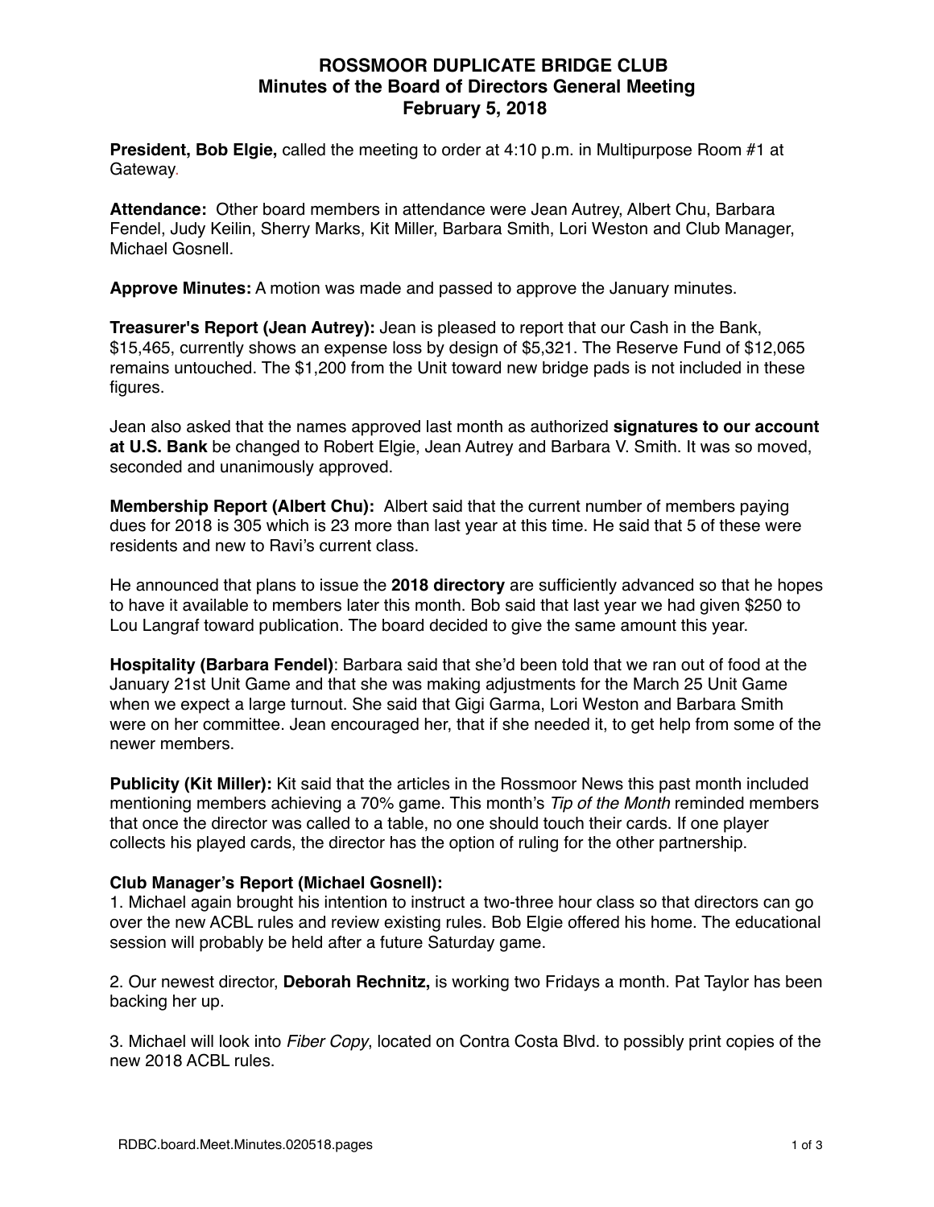# ROSSMOOR DUPLICATE BRIDGE CLUB
## Minutes of the Board of Directors General Meeting
## February 5, 2018

**President, Bob Elgie,** called the meeting to order at 4:10 p.m. in Multipurpose Room #1 at Gateway.

**Attendance:** Other board members in attendance were Jean Autrey, Albert Chu, Barbara Fendel, Judy Keilin, Sherry Marks, Kit Miller, Barbara Smith, Lori Weston and Club Manager, Michael Gosnell.

**Approve Minutes:** A motion was made and passed to approve the January minutes.

**Treasurer's Report (Jean Autrey):** Jean is pleased to report that our Cash in the Bank, $15,465, currently shows an expense loss by design of $5,321. The Reserve Fund of $12,065 remains untouched. The $1,200 from the Unit toward new bridge pads is not included in these figures.

Jean also asked that the names approved last month as authorized **signatures to our account at U.S. Bank** be changed to Robert Elgie, Jean Autrey and Barbara V. Smith. It was so moved, seconded and unanimously approved.

**Membership Report (Albert Chu):** Albert said that the current number of members paying dues for 2018 is 305 which is 23 more than last year at this time. He said that 5 of these were residents and new to Ravi's current class.

He announced that plans to issue the **2018 directory** are sufficiently advanced so that he hopes to have it available to members later this month. Bob said that last year we had given $250 to Lou Langraf toward publication. The board decided to give the same amount this year.

**Hospitality (Barbara Fendel)**: Barbara said that she'd been told that we ran out of food at the January 21st Unit Game and that she was making adjustments for the March 25 Unit Game when we expect a large turnout. She said that Gigi Garma, Lori Weston and Barbara Smith were on her committee. Jean encouraged her, that if she needed it, to get help from some of the newer members.

**Publicity (Kit Miller):** Kit said that the articles in the Rossmoor News this past month included mentioning members achieving a 70% game. This month's *Tip of the Month* reminded members that once the director was called to a table, no one should touch their cards. If one player collects his played cards, the director has the option of ruling for the other partnership.

**Club Manager's Report (Michael Gosnell):**

1. Michael again brought his intention to instruct a two-three hour class so that directors can go over the new ACBL rules and review existing rules. Bob Elgie offered his home. The educational session will probably be held after a future Saturday game.

2. Our newest director, **Deborah Rechnitz,** is working two Fridays a month. Pat Taylor has been backing her up.

3. Michael will look into *Fiber Copy*, located on Contra Costa Blvd. to possibly print copies of the new 2018 ACBL rules.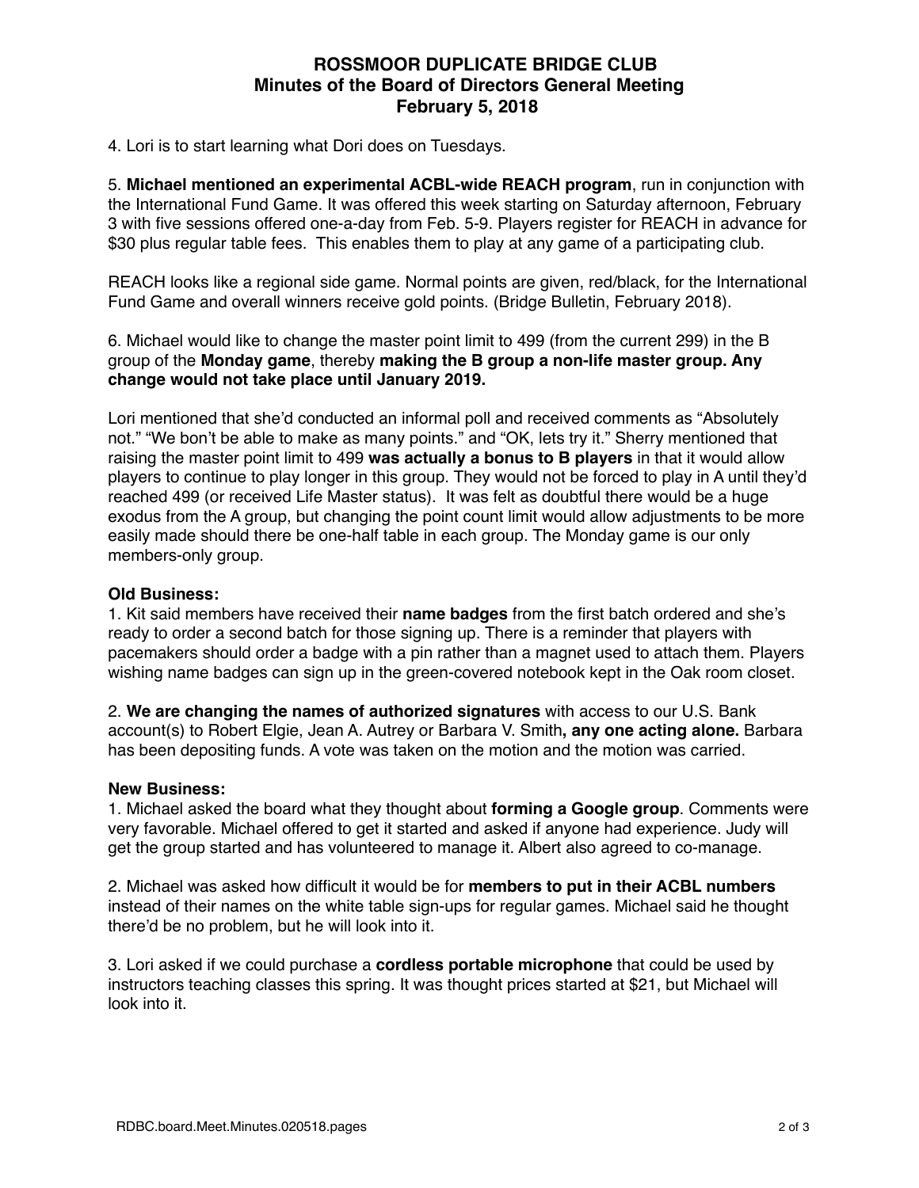# ROSSMOOR DUPLICATE BRIDGE CLUB
## Minutes of the Board of Directors General Meeting
## February 5, 2018

4. Lori is to start learning what Dori does on Tuesdays.

5. **Michael mentioned an experimental ACBL-wide REACH program**, run in conjunction with the International Fund Game. It was offered this week starting on Saturday afternoon, February 3 with five sessions offered one-a-day from Feb. 5-9. Players register for REACH in advance for $30 plus regular table fees. This enables them to play at any game of a participating club.

REACH looks like a regional side game. Normal points are given, red/black, for the International Fund Game and overall winners receive gold points. (Bridge Bulletin, February 2018).

6. Michael would like to change the master point limit to 499 (from the current 299) in the B group of the **Monday game**, thereby **making the B group a non-life master group. Any change would not take place until January 2019.**

Lori mentioned that she'd conducted an informal poll and received comments as "Absolutely not." "We bon't be able to make as many points." and "OK, lets try it." Sherry mentioned that raising the master point limit to 499 **was actually a bonus to B players** in that it would allow players to continue to play longer in this group. They would not be forced to play in A until they'd reached 499 (or received Life Master status). It was felt as doubtful there would be a huge exodus from the A group, but changing the point count limit would allow adjustments to be more easily made should there be one-half table in each group. The Monday game is our only members-only group.

**Old Business:**

1. Kit said members have received their **name badges** from the first batch ordered and she's ready to order a second batch for those signing up. There is a reminder that players with pacemakers should order a badge with a pin rather than a magnet used to attach them. Players wishing name badges can sign up in the green-covered notebook kept in the Oak room closet.

2. **We are changing the names of authorized signatures** with access to our U.S. Bank account(s) to Robert Elgie, Jean A. Autrey or Barbara V. Smith**, any one acting alone.** Barbara has been depositing funds. A vote was taken on the motion and the motion was carried.

**New Business:**

1. Michael asked the board what they thought about **forming a Google group**. Comments were very favorable. Michael offered to get it started and asked if anyone had experience. Judy will get the group started and has volunteered to manage it. Albert also agreed to co-manage.

2. Michael was asked how difficult it would be for **members to put in their ACBL numbers** instead of their names on the white table sign-ups for regular games. Michael said he thought there'd be no problem, but he will look into it.

3. Lori asked if we could purchase a **cordless portable microphone** that could be used by instructors teaching classes this spring. It was thought prices started at $21, but Michael will look into it.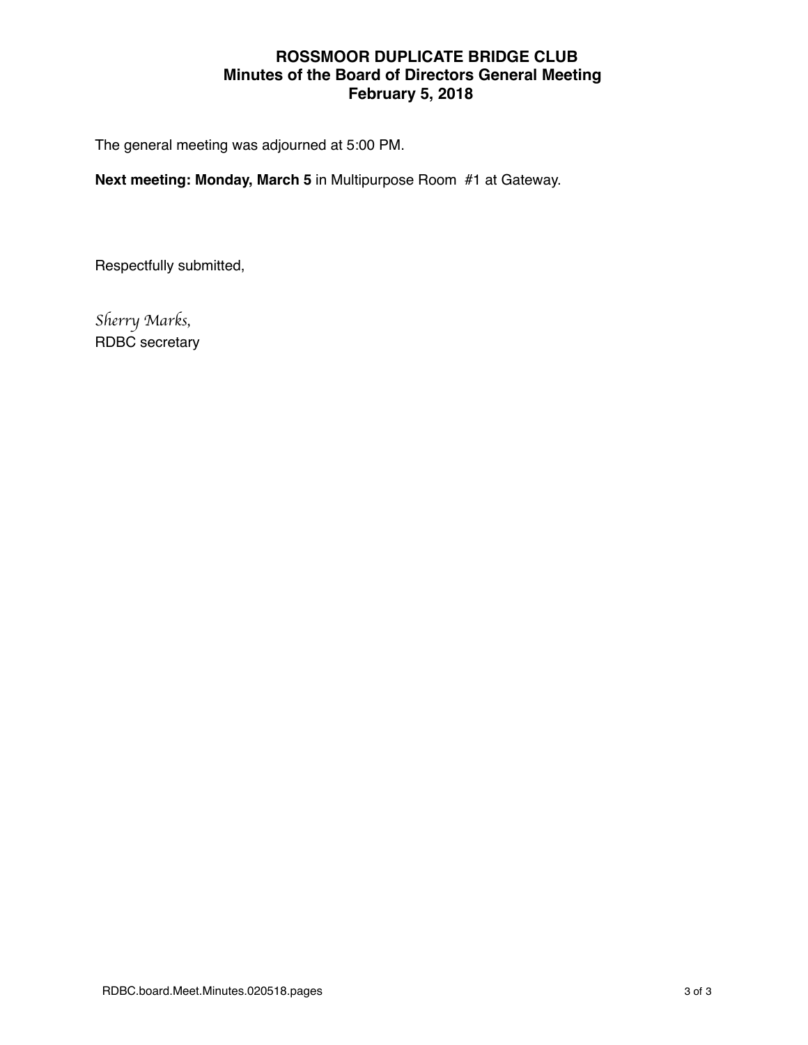**ROSSMOOR DUPLICATE BRIDGE CLUB**
**Minutes of the Board of Directors General Meeting**
**February 5, 2018**

The general meeting was adjourned at 5:00 PM.

**Next meeting: Monday, March 5** in Multipurpose Room #1 at Gateway.

Respectfully submitted,

*Sherry Marks,*
RDBC secretary